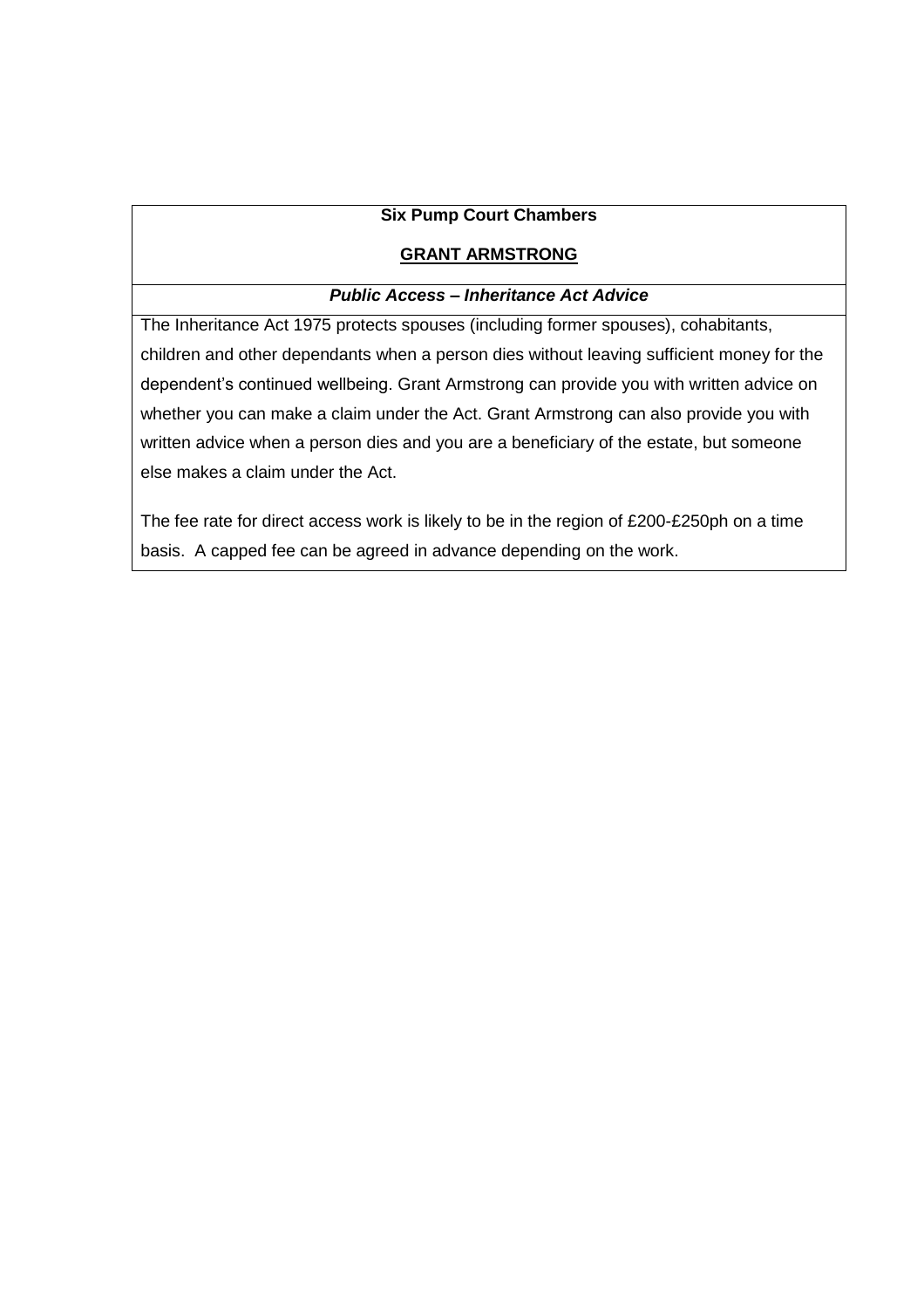**Six Pump Court Chambers**

**GRANT ARMSTRONG**

***Public Access – Inheritance Act Advice***

The Inheritance Act 1975 protects spouses (including former spouses), cohabitants, children and other dependants when a person dies without leaving sufficient money for the dependent's continued wellbeing. Grant Armstrong can provide you with written advice on whether you can make a claim under the Act. Grant Armstrong can also provide you with written advice when a person dies and you are a beneficiary of the estate, but someone else makes a claim under the Act.

The fee rate for direct access work is likely to be in the region of £200-£250ph on a time basis. A capped fee can be agreed in advance depending on the work.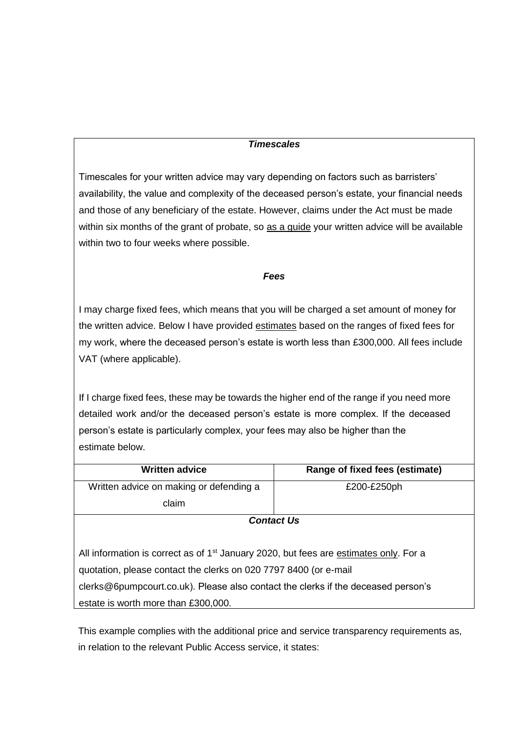***Timescales***

Timescales for your written advice may vary depending on factors such as barristers' availability, the value and complexity of the deceased person's estate, your financial needs and those of any beneficiary of the estate. However, claims under the Act must be made within six months of the grant of probate, so as a guide your written advice will be available within two to four weeks where possible.

***Fees***

I may charge fixed fees, which means that you will be charged a set amount of money for the written advice. Below I have provided estimates based on the ranges of fixed fees for my work, where the deceased person's estate is worth less than £300,000. All fees include VAT (where applicable).

If I charge fixed fees, these may be towards the higher end of the range if you need more detailed work and/or the deceased person's estate is more complex. If the deceased person's estate is particularly complex, your fees may also be higher than the estimate below.

| Written advice | Range of fixed fees (estimate) |
| --- | --- |
| Written advice on making or defending a claim | £200-£250ph |

***Contact Us***

All information is correct as of 1st January 2020, but fees are estimates only. For a quotation, please contact the clerks on 020 7797 8400 (or e-mail clerks@6pumpcourt.co.uk). Please also contact the clerks if the deceased person's estate is worth more than £300,000.

This example complies with the additional price and service transparency requirements as, in relation to the relevant Public Access service, it states: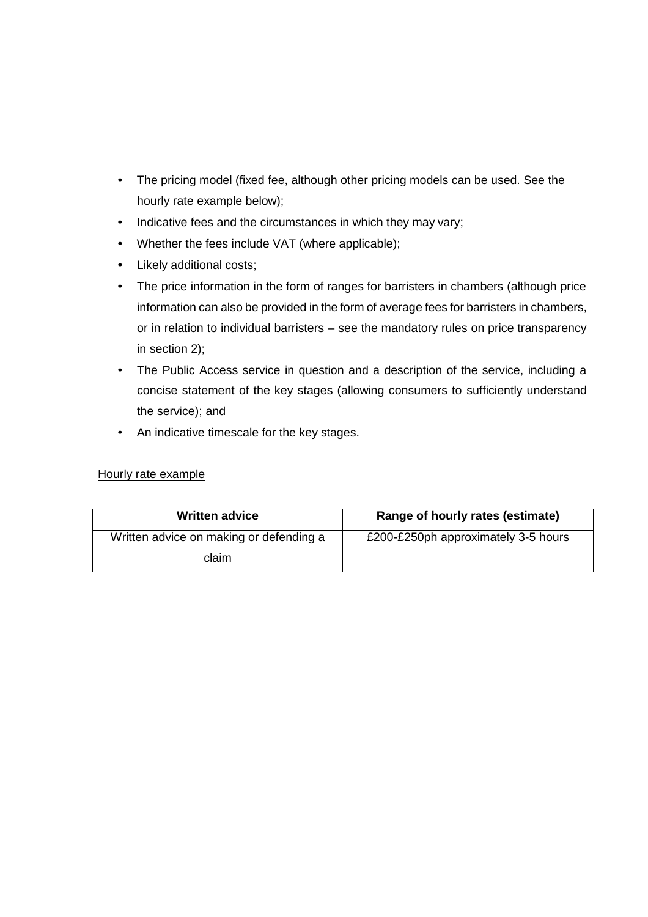- The pricing model (fixed fee, although other pricing models can be used. See the hourly rate example below);
- Indicative fees and the circumstances in which they may vary;
- Whether the fees include VAT (where applicable);
- Likely additional costs;
- The price information in the form of ranges for barristers in chambers (although price information can also be provided in the form of average fees for barristers in chambers, or in relation to individual barristers – see the mandatory rules on price transparency in section 2);
- The Public Access service in question and a description of the service, including a concise statement of the key stages (allowing consumers to sufficiently understand the service); and
- An indicative timescale for the key stages.

<u>Hourly rate example</u>

| **Written advice** | **Range of hourly rates (estimate)** |
| --- | --- |
| Written advice on making or defending a claim | £200-£250ph approximately 3-5 hours |